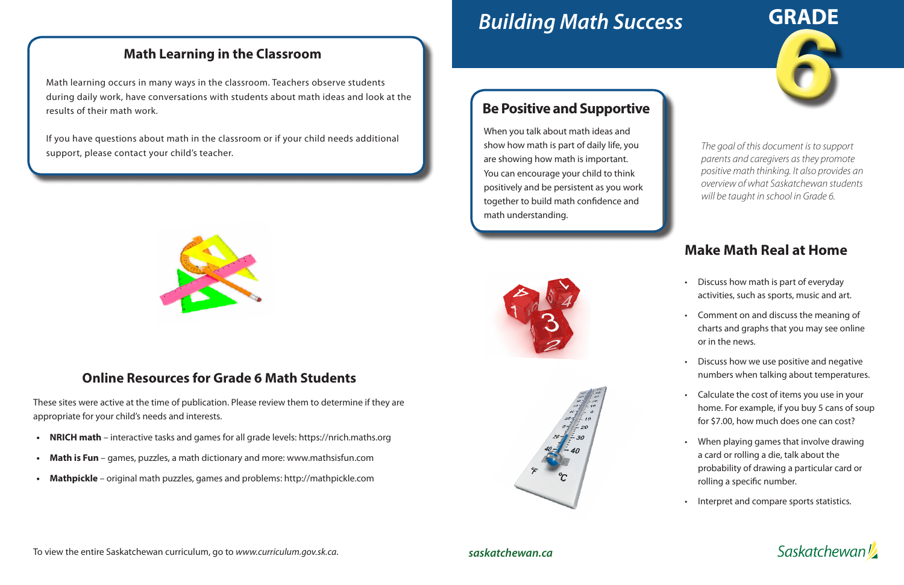# Building Math Success

## GRADE 6

*The goal of this document is to support parents and caregivers as they promote positive math thinking. It also provides an overview of what Saskatchewan students will be taught in school in Grade 6.*

## Be Positive and Supportive

When you talk about math ideas and show how math is part of daily life, you are showing how math is important. You can encourage your child to think positively and be persistent as you work together to build math confidence and math understanding.

## Make Math Real at Home

- Discuss how math is part of everyday activities, such as sports, music and art.
- Comment on and discuss the meaning of charts and graphs that you may see online or in the news.
- Discuss how we use positive and negative numbers when talking about temperatures.
- Calculate the cost of items you use in your home. For example, if you buy 5 cans of soup for $7.00, how much does one can cost?
- When playing games that involve drawing a card or rolling a die, talk about the probability of drawing a particular card or rolling a specific number.
- Interpret and compare sports statistics.

## Math Learning in the Classroom

Math learning occurs in many ways in the classroom. Teachers observe students during daily work, have conversations with students about math ideas and look at the results of their math work.

If you have questions about math in the classroom or if your child needs additional support, please contact your child's teacher.

## Online Resources for Grade 6 Math Students

These sites were active at the time of publication. Please review them to determine if they are appropriate for your child's needs and interests.

- **NRICH math** – interactive tasks and games for all grade levels: https://nrich.maths.org
- **Math is Fun** – games, puzzles, a math dictionary and more: www.mathsisfun.com
- **Mathpickle** – original math puzzles, games and problems: http://mathpickle.com

To view the entire Saskatchewan curriculum, go to *www.curriculum.gov.sk.ca*.

***saskatchewan.ca***

Saskatchewan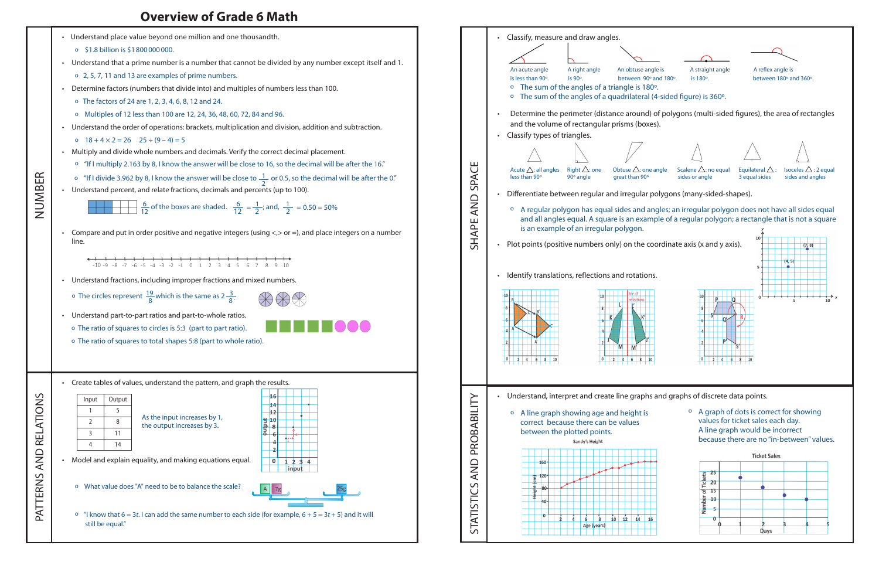# Overview of Grade 6 Math

## NUMBER

- Understand place value beyond one million and one thousandth.
  - $1.8 billion is $1 800 000 000.
- Understand that a prime number is a number that cannot be divided by any number except itself and 1.
  - 2, 5, 7, 11 and 13 are examples of prime numbers.
- Determine factors (numbers that divide into) and multiples of numbers less than 100.
  - The factors of 24 are 1, 2, 3, 4, 6, 8, 12 and 24.
  - Multiples of 12 less than 100 are 12, 24, 36, 48, 60, 72, 84 and 96.
- Understand the order of operations: brackets, multiplication and division, addition and subtraction.
  - $18 + 4 \times 2 = 26$ $25 \div (9 - 4) = 5$
- Multiply and divide whole numbers and decimals. Verify the correct decimal placement.
  - "If I multiply 2.163 by 8, I know the answer will be close to 16, so the decimal will be after the 16."
  - "If I divide 3.962 by 8, I know the answer will be close to $\frac{1}{2}$ or 0.5, so the decimal will be after the 0."
- Understand percent, and relate fractions, decimals and percents (up to 100).
  - $\frac{6}{12}$ of the boxes are shaded. $\frac{6}{12} = \frac{1}{2}$; and, $\frac{1}{2} = 0.50 = 50\%$
- Compare and put in order positive and negative integers (using <,> or =), and place integers on a number line.

-10 -9 -8 -7 -6 -5 -4 -3 -2 -1 0 1 2 3 4 5 6 7 8 9 10

- Understand fractions, including improper fractions and mixed numbers.
  - The circles represent $\frac{19}{8}$ which is the same as $2\frac{3}{8}$.
- Understand part-to-part ratios and part-to-whole ratios.
  - The ratio of squares to circles is 5:3 (part to part ratio).
  - The ratio of squares to total shapes 5:8 (part to whole ratio).

## PATTERNS AND RELATIONS

- Create tables of values, understand the pattern, and graph the results.

| Input | Output |
|---|---|
| 1 | 5 |
| 2 | 8 |
| 3 | 11 |
| 4 | 14 |

As the input increases by 1, the output increases by 3.

output
16
14
12
10
8
6
4
2
0
1 2 3 4
input

- Model and explain equality, and making equations equal.
  - What value does "A" need to be to balance the scale?

A 7g 25g

  - "I know that $6 = 3t$. I can add the same number to each side (for example, $6 + 5 = 3t + 5$) and it will still be equal."

## SHAPE AND SPACE

- Classify, measure and draw angles.

An acute angle is less than 90º. A right angle is 90º. An obtuse angle is between 90º and 180º. A straight angle is 180º. A reflex angle is between 180º and 360º.

  - The sum of the angles of a triangle is 180º.
  - The sum of the angles of a quadrilateral (4-sided figure) is 360º.
- Determine the perimeter (distance around) of polygons (multi-sided figures), the area of rectangles and the volume of rectangular prisms (boxes).
- Classify types of triangles.

Acute △: all angles less than 90º. Right △: one 90º angle. Obtuse △: one angle great than 90º. Scalene △: no equal sides or angle. Equilateral △: 3 equal sides. Isoceles △: 2 equal sides and angles.

- Differentiate between regular and irregular polygons (many-sided-shapes).
  - A regular polygon has equal sides and angles; an irregular polygon does not have all sides equal and all angles equal. A square is an example of a regular polygon; a rectangle that is not a square is an example of an irregular polygon.
- Plot points (positive numbers only) on the coordinate axis (x and y axis).

y
10
5
0 5 10 x
(7, 8)
(4, 5)

- Identify translations, reflections and rotations.

A B C A' B' C'
line of reflections
J K L M J' K' L' M'
P Q R S P' Q' S'

## STATISTICS AND PROBABILITY

- Understand, interpret and create line graphs and graphs of discrete data points.
  - A line graph showing age and height is correct because there can be values between the plotted points.
  - A graph of dots is correct for showing values for ticket sales each day. A line graph would be incorrect because there are no "in-between" values.

Sandy's Height
Height (cm)
160
120
80
40
0
2 4 6 8 10 12 14 16
Age (years)

Ticket Sales
Number of Tickets
25
20
15
10
5
0
0 1 2 3 4 5
Days